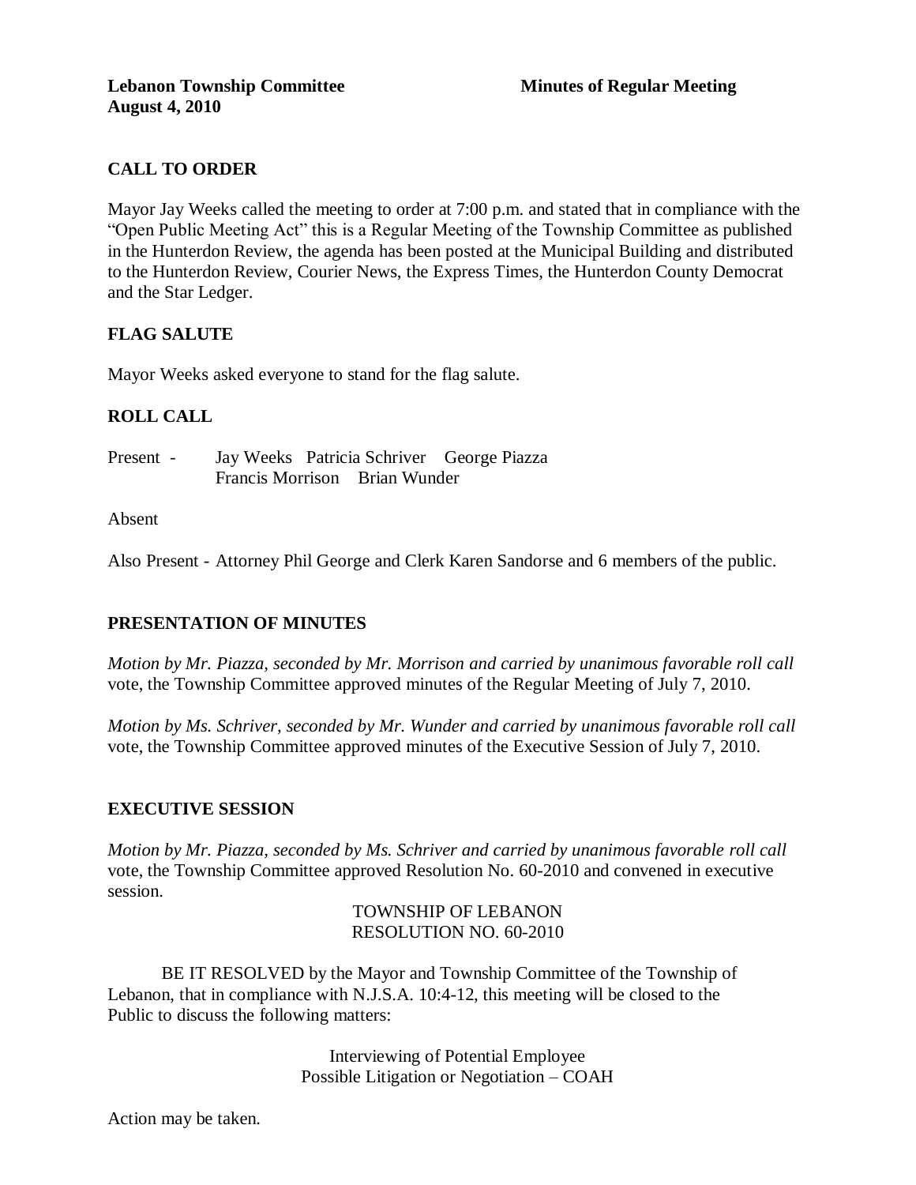**Lebanon Township Committee** **Minutes of Regular Meeting**
**August 4, 2010**

## CALL TO ORDER

Mayor Jay Weeks called the meeting to order at 7:00 p.m. and stated that in compliance with the "Open Public Meeting Act" this is a Regular Meeting of the Township Committee as published in the Hunterdon Review, the agenda has been posted at the Municipal Building and distributed to the Hunterdon Review, Courier News, the Express Times, the Hunterdon County Democrat and the Star Ledger.

## FLAG SALUTE

Mayor Weeks asked everyone to stand for the flag salute.

## ROLL CALL

Present - Jay Weeks Patricia Schriver George Piazza
Francis Morrison Brian Wunder

Absent

Also Present - Attorney Phil George and Clerk Karen Sandorse and 6 members of the public.

## PRESENTATION OF MINUTES

*Motion by Mr. Piazza, seconded by Mr. Morrison and carried by unanimous favorable roll call* vote, the Township Committee approved minutes of the Regular Meeting of July 7, 2010.

*Motion by Ms. Schriver, seconded by Mr. Wunder and carried by unanimous favorable roll call* vote, the Township Committee approved minutes of the Executive Session of July 7, 2010.

## EXECUTIVE SESSION

*Motion by Mr. Piazza, seconded by Ms. Schriver and carried by unanimous favorable roll call* vote, the Township Committee approved Resolution No. 60-2010 and convened in executive session.

TOWNSHIP OF LEBANON
RESOLUTION NO. 60-2010

BE IT RESOLVED by the Mayor and Township Committee of the Township of Lebanon, that in compliance with N.J.S.A. 10:4-12, this meeting will be closed to the Public to discuss the following matters:

Interviewing of Potential Employee
Possible Litigation or Negotiation – COAH

Action may be taken.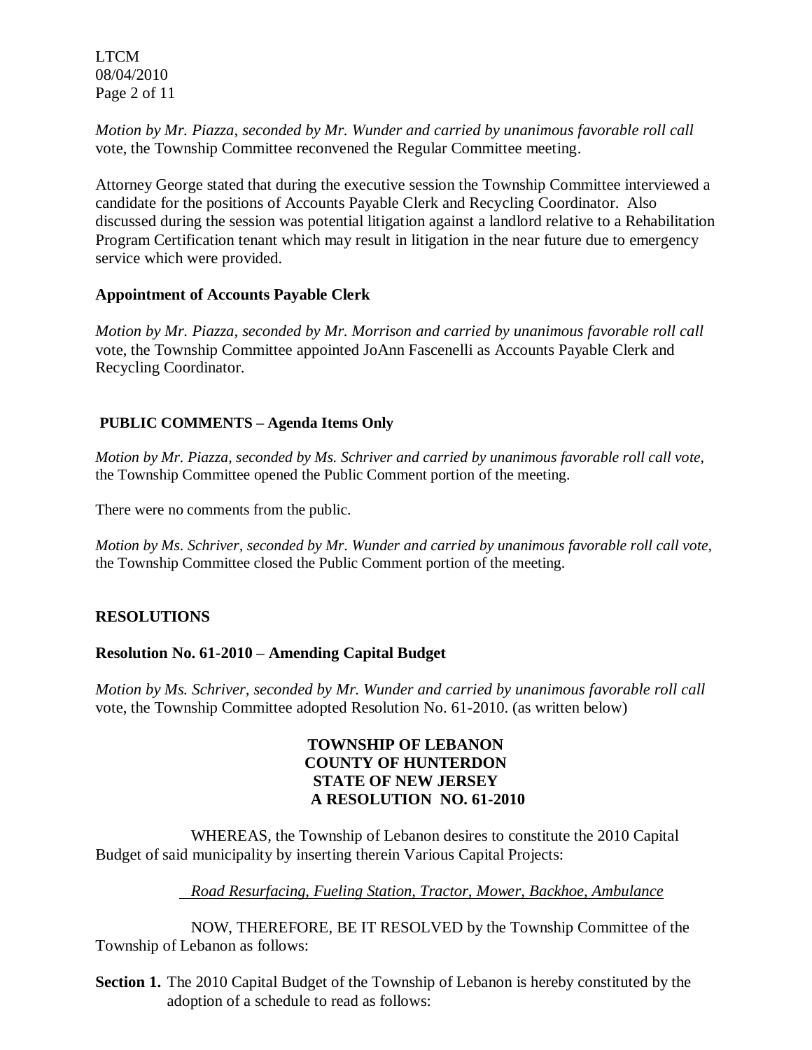*Motion by Mr. Piazza, seconded by Mr. Wunder and carried by unanimous favorable roll call* vote, the Township Committee reconvened the Regular Committee meeting.

Attorney George stated that during the executive session the Township Committee interviewed a candidate for the positions of Accounts Payable Clerk and Recycling Coordinator. Also discussed during the session was potential litigation against a landlord relative to a Rehabilitation Program Certification tenant which may result in litigation in the near future due to emergency service which were provided.

**Appointment of Accounts Payable Clerk**

*Motion by Mr. Piazza, seconded by Mr. Morrison and carried by unanimous favorable roll call* vote, the Township Committee appointed JoAnn Fascenelli as Accounts Payable Clerk and Recycling Coordinator.

**PUBLIC COMMENTS – Agenda Items Only**

*Motion by Mr. Piazza, seconded by Ms. Schriver and carried by unanimous favorable roll call vote,* the Township Committee opened the Public Comment portion of the meeting.

There were no comments from the public.

*Motion by Ms. Schriver, seconded by Mr. Wunder and carried by unanimous favorable roll call vote,* the Township Committee closed the Public Comment portion of the meeting.

**RESOLUTIONS**

**Resolution No. 61-2010 – Amending Capital Budget**

*Motion by Ms. Schriver, seconded by Mr. Wunder and carried by unanimous favorable roll call* vote, the Township Committee adopted Resolution No. 61-2010. (as written below)

**TOWNSHIP OF LEBANON**
**COUNTY OF HUNTERDON**
**STATE OF NEW JERSEY**
**A RESOLUTION NO. 61-2010**

WHEREAS, the Township of Lebanon desires to constitute the 2010 Capital Budget of said municipality by inserting therein Various Capital Projects:

*Road Resurfacing, Fueling Station, Tractor, Mower, Backhoe, Ambulance*

NOW, THEREFORE, BE IT RESOLVED by the Township Committee of the Township of Lebanon as follows:

**Section 1.** The 2010 Capital Budget of the Township of Lebanon is hereby constituted by the adoption of a schedule to read as follows: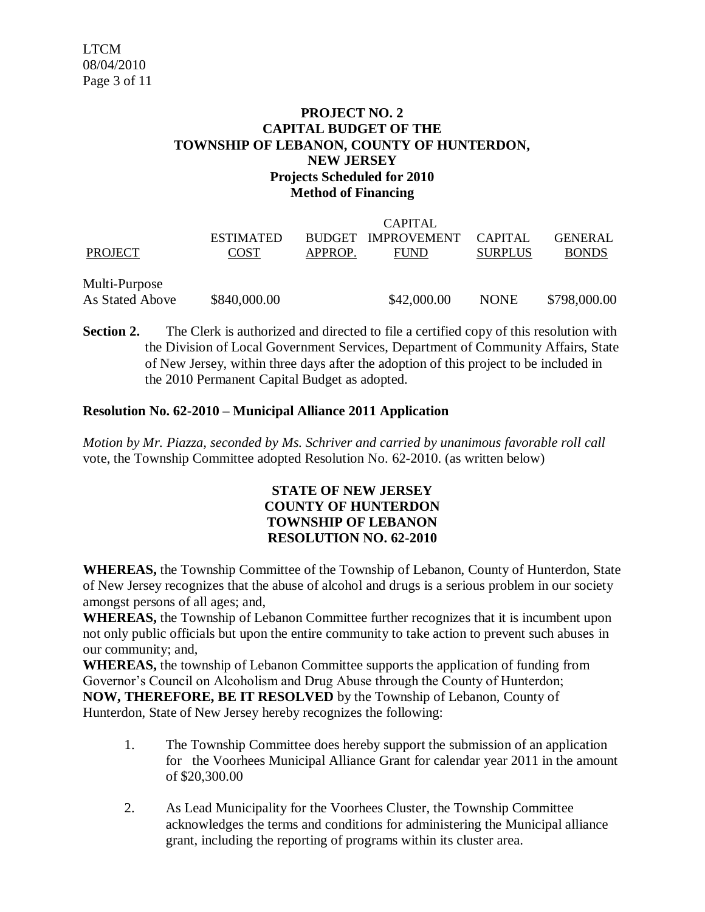**PROJECT NO. 2**
**CAPITAL BUDGET OF THE**
**TOWNSHIP OF LEBANON, COUNTY OF HUNTERDON, NEW JERSEY**
**Projects Scheduled for 2010**
**Method of Financing**

| PROJECT | ESTIMATED COST | BUDGET APPROP. | CAPITAL IMPROVEMENT FUND | CAPITAL SURPLUS | GENERAL BONDS |
|---|---|---|---|---|---|
| Multi-Purpose As Stated Above | $840,000.00 | | $42,000.00 | NONE | $798,000.00 |

**Section 2.** The Clerk is authorized and directed to file a certified copy of this resolution with the Division of Local Government Services, Department of Community Affairs, State of New Jersey, within three days after the adoption of this project to be included in the 2010 Permanent Capital Budget as adopted.

**Resolution No. 62-2010 – Municipal Alliance 2011 Application**

*Motion by Mr. Piazza, seconded by Ms. Schriver and carried by unanimous favorable roll call* vote, the Township Committee adopted Resolution No. 62-2010. (as written below)

**STATE OF NEW JERSEY**
**COUNTY OF HUNTERDON**
**TOWNSHIP OF LEBANON**
**RESOLUTION NO. 62-2010**

**WHEREAS,** the Township Committee of the Township of Lebanon, County of Hunterdon, State of New Jersey recognizes that the abuse of alcohol and drugs is a serious problem in our society amongst persons of all ages; and,
**WHEREAS,** the Township of Lebanon Committee further recognizes that it is incumbent upon not only public officials but upon the entire community to take action to prevent such abuses in our community; and,
**WHEREAS,** the township of Lebanon Committee supports the application of funding from Governor's Council on Alcoholism and Drug Abuse through the County of Hunterdon;
**NOW, THEREFORE, BE IT RESOLVED** by the Township of Lebanon, County of Hunterdon, State of New Jersey hereby recognizes the following:

1. The Township Committee does hereby support the submission of an application for the Voorhees Municipal Alliance Grant for calendar year 2011 in the amount of $20,300.00

2. As Lead Municipality for the Voorhees Cluster, the Township Committee acknowledges the terms and conditions for administering the Municipal alliance grant, including the reporting of programs within its cluster area.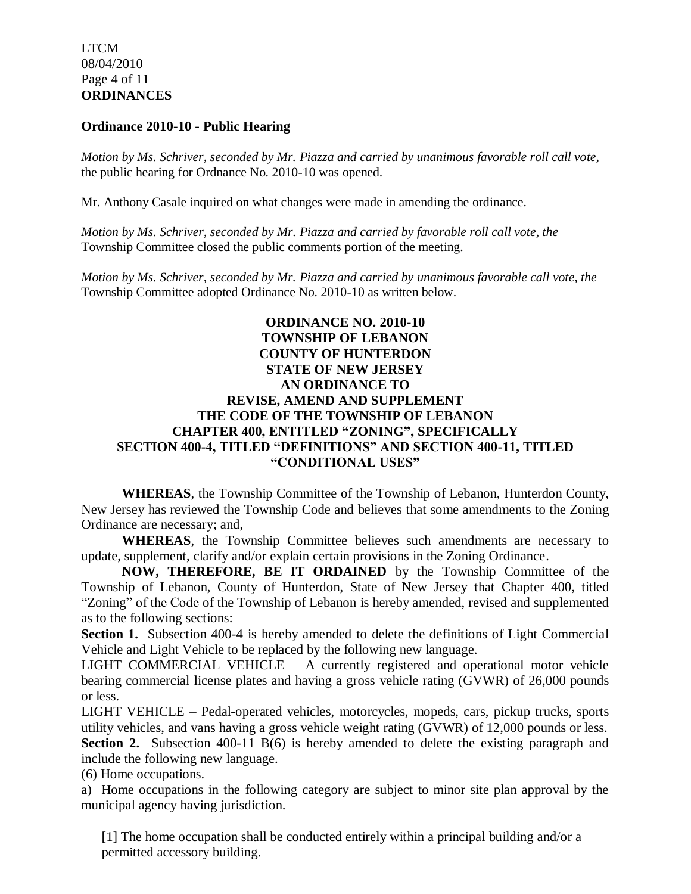**ORDINANCES**

**Ordinance 2010-10 - Public Hearing**

*Motion by Ms. Schriver, seconded by Mr. Piazza and carried by unanimous favorable roll call vote,* the public hearing for Ordnance No. 2010-10 was opened.

Mr. Anthony Casale inquired on what changes were made in amending the ordinance.

*Motion by Ms. Schriver, seconded by Mr. Piazza and carried by favorable roll call vote, the* Township Committee closed the public comments portion of the meeting.

*Motion by Ms. Schriver, seconded by Mr. Piazza and carried by unanimous favorable call vote, the* Township Committee adopted Ordinance No. 2010-10 as written below.

**ORDINANCE NO. 2010-10**
**TOWNSHIP OF LEBANON**
**COUNTY OF HUNTERDON**
**STATE OF NEW JERSEY**
**AN ORDINANCE TO**
**REVISE, AMEND AND SUPPLEMENT**
**THE CODE OF THE TOWNSHIP OF LEBANON**
**CHAPTER 400, ENTITLED "ZONING", SPECIFICALLY**
**SECTION 400-4, TITLED "DEFINITIONS" AND SECTION 400-11, TITLED "CONDITIONAL USES"**

**WHEREAS**, the Township Committee of the Township of Lebanon, Hunterdon County, New Jersey has reviewed the Township Code and believes that some amendments to the Zoning Ordinance are necessary; and,

**WHEREAS**, the Township Committee believes such amendments are necessary to update, supplement, clarify and/or explain certain provisions in the Zoning Ordinance.

**NOW, THEREFORE, BE IT ORDAINED** by the Township Committee of the Township of Lebanon, County of Hunterdon, State of New Jersey that Chapter 400, titled "Zoning" of the Code of the Township of Lebanon is hereby amended, revised and supplemented as to the following sections:

**Section 1.** Subsection 400-4 is hereby amended to delete the definitions of Light Commercial Vehicle and Light Vehicle to be replaced by the following new language.

LIGHT COMMERCIAL VEHICLE – A currently registered and operational motor vehicle bearing commercial license plates and having a gross vehicle rating (GVWR) of 26,000 pounds or less.

LIGHT VEHICLE – Pedal-operated vehicles, motorcycles, mopeds, cars, pickup trucks, sports utility vehicles, and vans having a gross vehicle weight rating (GVWR) of 12,000 pounds or less.

**Section 2.** Subsection 400-11 B(6) is hereby amended to delete the existing paragraph and include the following new language.

(6) Home occupations.

a) Home occupations in the following category are subject to minor site plan approval by the municipal agency having jurisdiction.

[1] The home occupation shall be conducted entirely within a principal building and/or a permitted accessory building.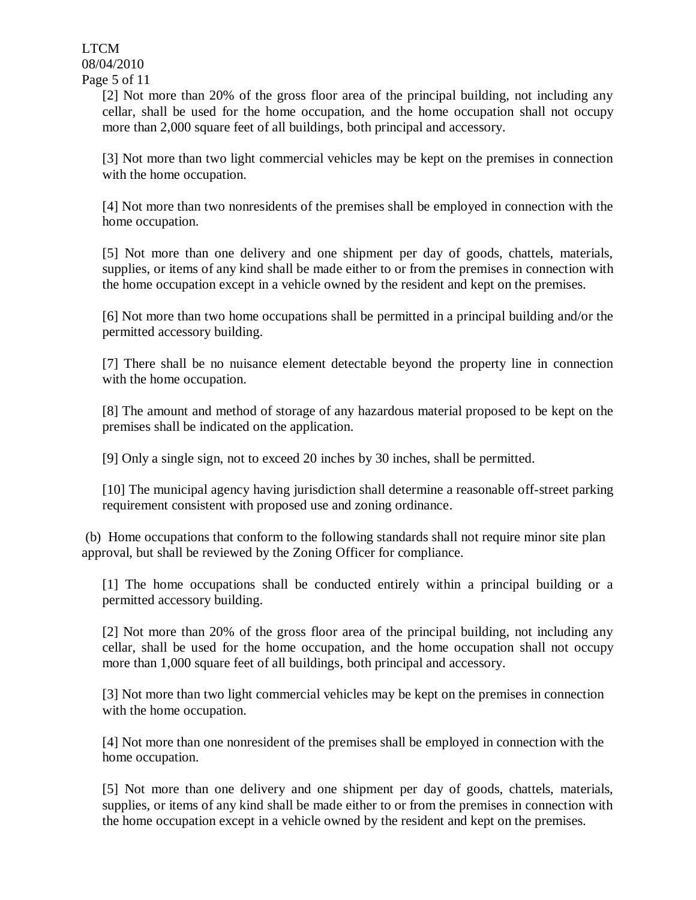[2] Not more than 20% of the gross floor area of the principal building, not including any cellar, shall be used for the home occupation, and the home occupation shall not occupy more than 2,000 square feet of all buildings, both principal and accessory.

[3] Not more than two light commercial vehicles may be kept on the premises in connection with the home occupation.

[4] Not more than two nonresidents of the premises shall be employed in connection with the home occupation.

[5] Not more than one delivery and one shipment per day of goods, chattels, materials, supplies, or items of any kind shall be made either to or from the premises in connection with the home occupation except in a vehicle owned by the resident and kept on the premises.

[6] Not more than two home occupations shall be permitted in a principal building and/or the permitted accessory building.

[7] There shall be no nuisance element detectable beyond the property line in connection with the home occupation.

[8] The amount and method of storage of any hazardous material proposed to be kept on the premises shall be indicated on the application.

[9] Only a single sign, not to exceed 20 inches by 30 inches, shall be permitted.

[10] The municipal agency having jurisdiction shall determine a reasonable off-street parking requirement consistent with proposed use and zoning ordinance.

(b) Home occupations that conform to the following standards shall not require minor site plan approval, but shall be reviewed by the Zoning Officer for compliance.

[1] The home occupations shall be conducted entirely within a principal building or a permitted accessory building.

[2] Not more than 20% of the gross floor area of the principal building, not including any cellar, shall be used for the home occupation, and the home occupation shall not occupy more than 1,000 square feet of all buildings, both principal and accessory.

[3] Not more than two light commercial vehicles may be kept on the premises in connection with the home occupation.

[4] Not more than one nonresident of the premises shall be employed in connection with the home occupation.

[5] Not more than one delivery and one shipment per day of goods, chattels, materials, supplies, or items of any kind shall be made either to or from the premises in connection with the home occupation except in a vehicle owned by the resident and kept on the premises.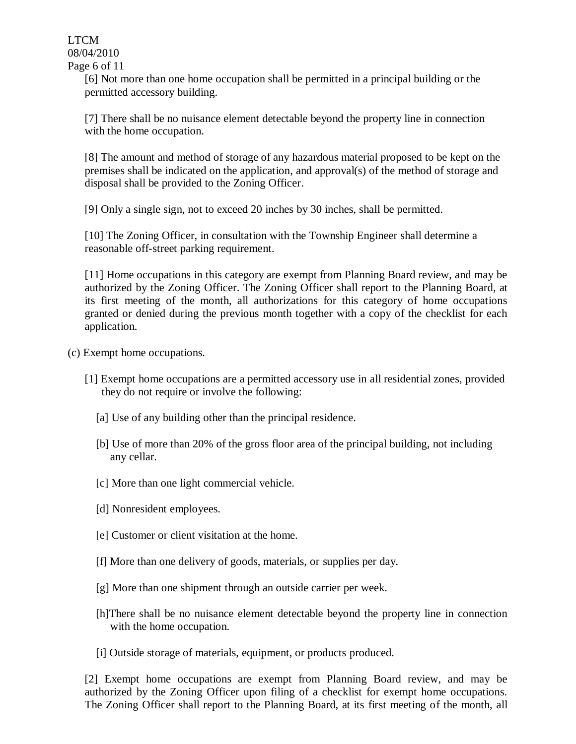[6] Not more than one home occupation shall be permitted in a principal building or the permitted accessory building.

[7] There shall be no nuisance element detectable beyond the property line in connection with the home occupation.

[8] The amount and method of storage of any hazardous material proposed to be kept on the premises shall be indicated on the application, and approval(s) of the method of storage and disposal shall be provided to the Zoning Officer.

[9] Only a single sign, not to exceed 20 inches by 30 inches, shall be permitted.

[10] The Zoning Officer, in consultation with the Township Engineer shall determine a reasonable off-street parking requirement.

[11] Home occupations in this category are exempt from Planning Board review, and may be authorized by the Zoning Officer. The Zoning Officer shall report to the Planning Board, at its first meeting of the month, all authorizations for this category of home occupations granted or denied during the previous month together with a copy of the checklist for each application.

(c) Exempt home occupations.

[1] Exempt home occupations are a permitted accessory use in all residential zones, provided they do not require or involve the following:

[a] Use of any building other than the principal residence.

[b] Use of more than 20% of the gross floor area of the principal building, not including any cellar.

[c] More than one light commercial vehicle.

[d] Nonresident employees.

[e] Customer or client visitation at the home.

[f] More than one delivery of goods, materials, or supplies per day.

[g] More than one shipment through an outside carrier per week.

[h]There shall be no nuisance element detectable beyond the property line in connection with the home occupation.

[i] Outside storage of materials, equipment, or products produced.

[2] Exempt home occupations are exempt from Planning Board review, and may be authorized by the Zoning Officer upon filing of a checklist for exempt home occupations. The Zoning Officer shall report to the Planning Board, at its first meeting of the month, all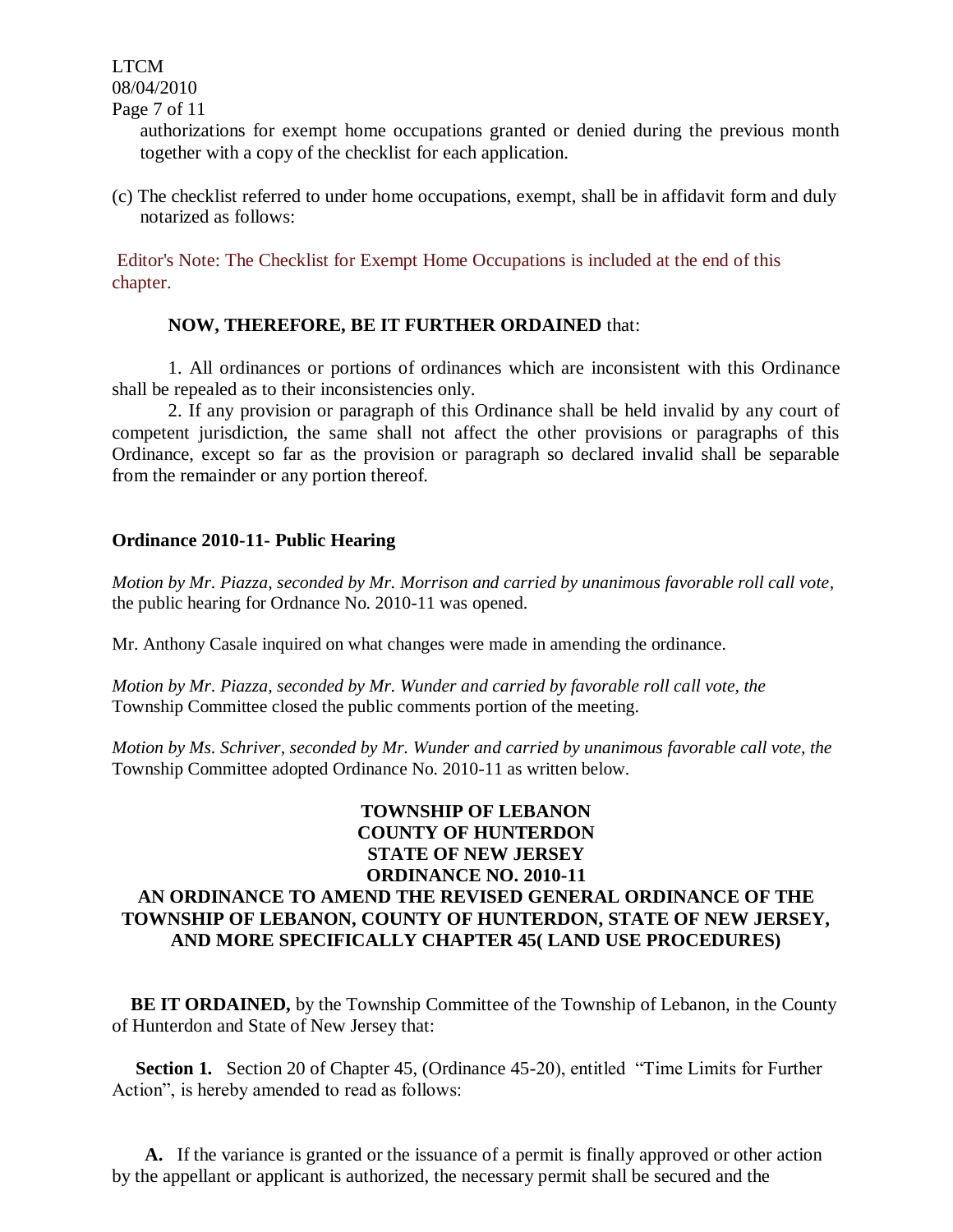authorizations for exempt home occupations granted or denied during the previous month together with a copy of the checklist for each application.

(c) The checklist referred to under home occupations, exempt, shall be in affidavit form and duly notarized as follows:

Editor's Note: The Checklist for Exempt Home Occupations is included at the end of this chapter.

**NOW, THEREFORE, BE IT FURTHER ORDAINED** that:

1. All ordinances or portions of ordinances which are inconsistent with this Ordinance shall be repealed as to their inconsistencies only.
2. If any provision or paragraph of this Ordinance shall be held invalid by any court of competent jurisdiction, the same shall not affect the other provisions or paragraphs of this Ordinance, except so far as the provision or paragraph so declared invalid shall be separable from the remainder or any portion thereof.

**Ordinance 2010-11- Public Hearing**

*Motion by Mr. Piazza, seconded by Mr. Morrison and carried by unanimous favorable roll call vote*, the public hearing for Ordnance No. 2010-11 was opened.

Mr. Anthony Casale inquired on what changes were made in amending the ordinance.

*Motion by Mr. Piazza, seconded by Mr. Wunder and carried by favorable roll call vote, the* Township Committee closed the public comments portion of the meeting.

*Motion by Ms. Schriver, seconded by Mr. Wunder and carried by unanimous favorable call vote, the* Township Committee adopted Ordinance No. 2010-11 as written below.

**TOWNSHIP OF LEBANON**
**COUNTY OF HUNTERDON**
**STATE OF NEW JERSEY**
**ORDINANCE NO. 2010-11**
**AN ORDINANCE TO AMEND THE REVISED GENERAL ORDINANCE OF THE TOWNSHIP OF LEBANON, COUNTY OF HUNTERDON, STATE OF NEW JERSEY, AND MORE SPECIFICALLY CHAPTER 45( LAND USE PROCEDURES)**

**BE IT ORDAINED,** by the Township Committee of the Township of Lebanon, in the County of Hunterdon and State of New Jersey that:

**Section 1.** Section 20 of Chapter 45, (Ordinance 45-20), entitled "Time Limits for Further Action", is hereby amended to read as follows:

**A.** If the variance is granted or the issuance of a permit is finally approved or other action by the appellant or applicant is authorized, the necessary permit shall be secured and the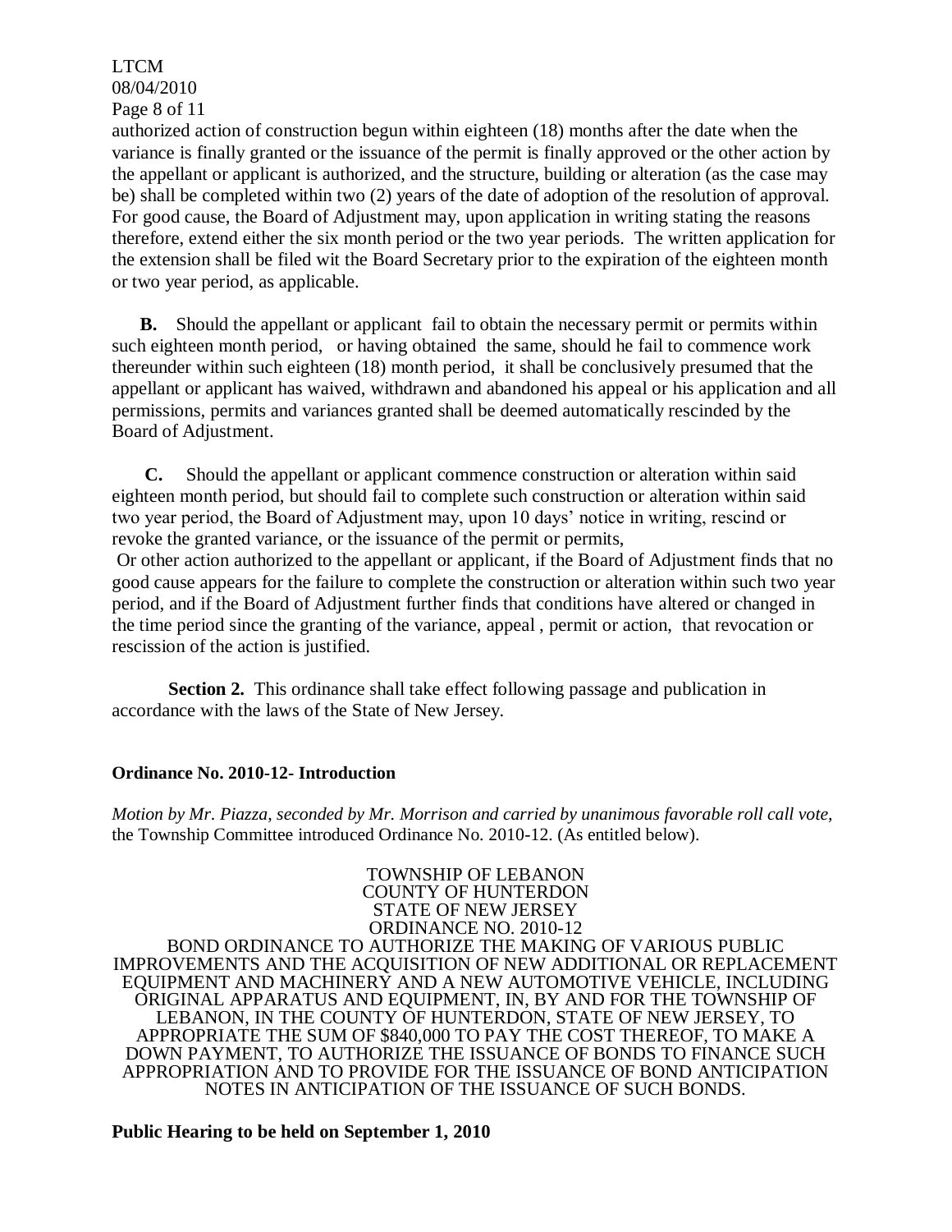authorized action of construction begun within eighteen (18) months after the date when the variance is finally granted or the issuance of the permit is finally approved or the other action by the appellant or applicant is authorized, and the structure, building or alteration (as the case may be) shall be completed within two (2) years of the date of adoption of the resolution of approval. For good cause, the Board of Adjustment may, upon application in writing stating the reasons therefore, extend either the six month period or the two year periods. The written application for the extension shall be filed wit the Board Secretary prior to the expiration of the eighteen month or two year period, as applicable.

**B.** Should the appellant or applicant fail to obtain the necessary permit or permits within such eighteen month period, or having obtained the same, should he fail to commence work thereunder within such eighteen (18) month period, it shall be conclusively presumed that the appellant or applicant has waived, withdrawn and abandoned his appeal or his application and all permissions, permits and variances granted shall be deemed automatically rescinded by the Board of Adjustment.

**C.** Should the appellant or applicant commence construction or alteration within said eighteen month period, but should fail to complete such construction or alteration within said two year period, the Board of Adjustment may, upon 10 days' notice in writing, rescind or revoke the granted variance, or the issuance of the permit or permits,
Or other action authorized to the appellant or applicant, if the Board of Adjustment finds that no good cause appears for the failure to complete the construction or alteration within such two year period, and if the Board of Adjustment further finds that conditions have altered or changed in the time period since the granting of the variance, appeal , permit or action, that revocation or rescission of the action is justified.

**Section 2.** This ordinance shall take effect following passage and publication in accordance with the laws of the State of New Jersey.

**Ordinance No. 2010-12- Introduction**

*Motion by Mr. Piazza, seconded by Mr. Morrison and carried by unanimous favorable roll call vote,* the Township Committee introduced Ordinance No. 2010-12. (As entitled below).

TOWNSHIP OF LEBANON
COUNTY OF HUNTERDON
STATE OF NEW JERSEY
ORDINANCE NO. 2010-12
BOND ORDINANCE TO AUTHORIZE THE MAKING OF VARIOUS PUBLIC IMPROVEMENTS AND THE ACQUISITION OF NEW ADDITIONAL OR REPLACEMENT EQUIPMENT AND MACHINERY AND A NEW AUTOMOTIVE VEHICLE, INCLUDING ORIGINAL APPARATUS AND EQUIPMENT, IN, BY AND FOR THE TOWNSHIP OF LEBANON, IN THE COUNTY OF HUNTERDON, STATE OF NEW JERSEY, TO APPROPRIATE THE SUM OF $840,000 TO PAY THE COST THEREOF, TO MAKE A DOWN PAYMENT, TO AUTHORIZE THE ISSUANCE OF BONDS TO FINANCE SUCH APPROPRIATION AND TO PROVIDE FOR THE ISSUANCE OF BOND ANTICIPATION NOTES IN ANTICIPATION OF THE ISSUANCE OF SUCH BONDS.

**Public Hearing to be held on September 1, 2010**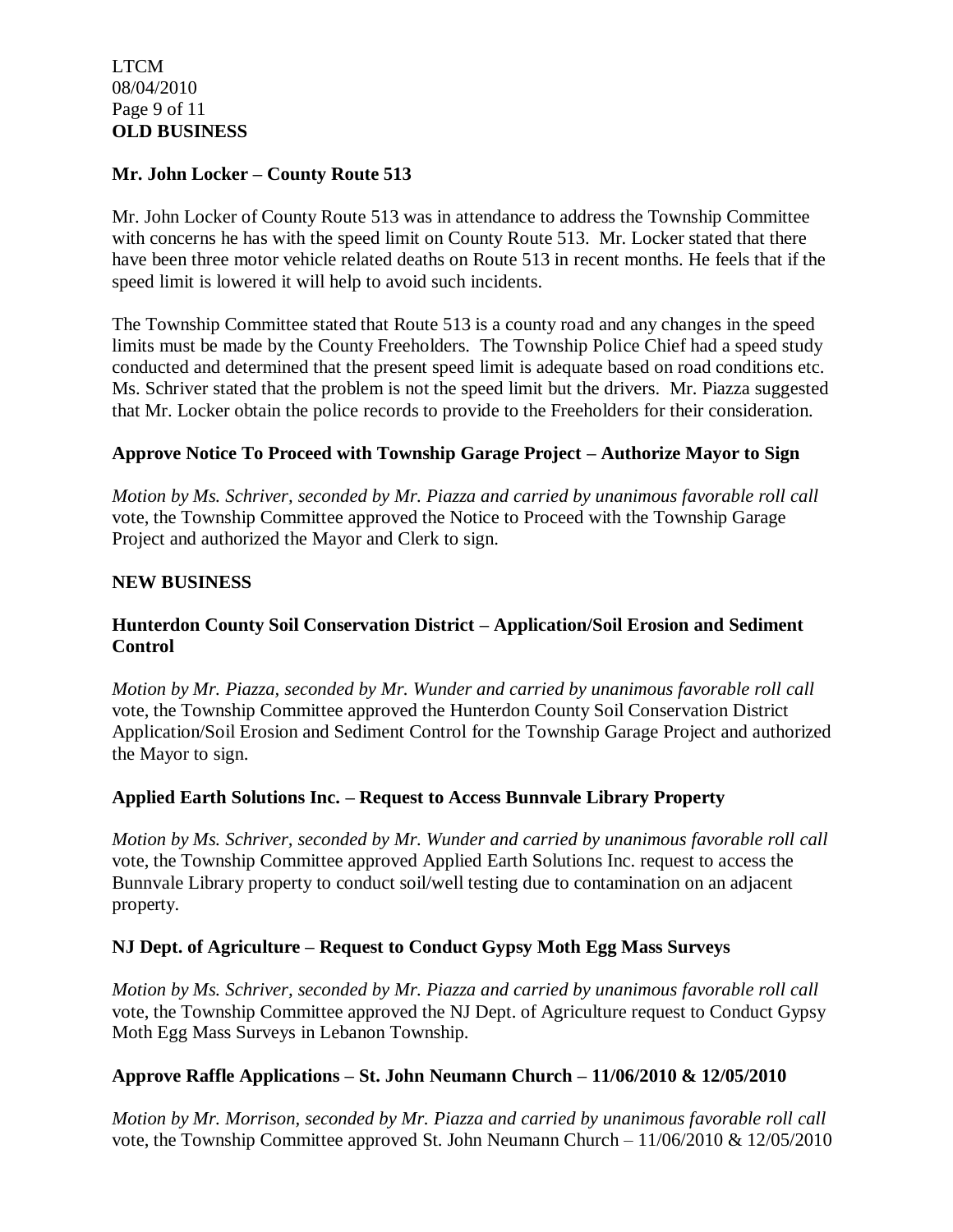**OLD BUSINESS**

**Mr. John Locker – County Route 513**

Mr. John Locker of County Route 513 was in attendance to address the Township Committee with concerns he has with the speed limit on County Route 513. Mr. Locker stated that there have been three motor vehicle related deaths on Route 513 in recent months. He feels that if the speed limit is lowered it will help to avoid such incidents.

The Township Committee stated that Route 513 is a county road and any changes in the speed limits must be made by the County Freeholders. The Township Police Chief had a speed study conducted and determined that the present speed limit is adequate based on road conditions etc. Ms. Schriver stated that the problem is not the speed limit but the drivers. Mr. Piazza suggested that Mr. Locker obtain the police records to provide to the Freeholders for their consideration.

**Approve Notice To Proceed with Township Garage Project – Authorize Mayor to Sign**

*Motion by Ms. Schriver, seconded by Mr. Piazza and carried by unanimous favorable roll call* vote, the Township Committee approved the Notice to Proceed with the Township Garage Project and authorized the Mayor and Clerk to sign.

**NEW BUSINESS**

**Hunterdon County Soil Conservation District – Application/Soil Erosion and Sediment Control**

*Motion by Mr. Piazza, seconded by Mr. Wunder and carried by unanimous favorable roll call* vote, the Township Committee approved the Hunterdon County Soil Conservation District Application/Soil Erosion and Sediment Control for the Township Garage Project and authorized the Mayor to sign.

**Applied Earth Solutions Inc. – Request to Access Bunnvale Library Property**

*Motion by Ms. Schriver, seconded by Mr. Wunder and carried by unanimous favorable roll call* vote, the Township Committee approved Applied Earth Solutions Inc. request to access the Bunnvale Library property to conduct soil/well testing due to contamination on an adjacent property.

**NJ Dept. of Agriculture – Request to Conduct Gypsy Moth Egg Mass Surveys**

*Motion by Ms. Schriver, seconded by Mr. Piazza and carried by unanimous favorable roll call* vote, the Township Committee approved the NJ Dept. of Agriculture request to Conduct Gypsy Moth Egg Mass Surveys in Lebanon Township.

**Approve Raffle Applications – St. John Neumann Church – 11/06/2010 & 12/05/2010**

*Motion by Mr. Morrison, seconded by Mr. Piazza and carried by unanimous favorable roll call* vote, the Township Committee approved St. John Neumann Church – 11/06/2010 & 12/05/2010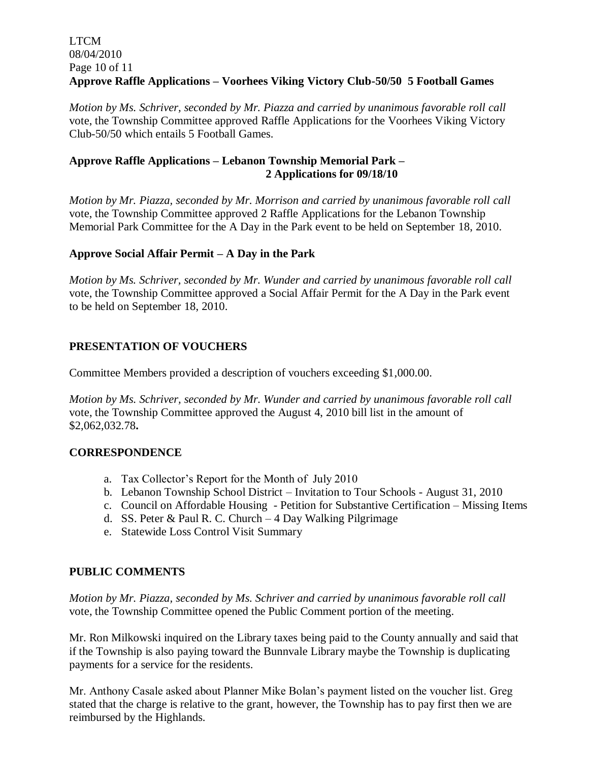**Approve Raffle Applications – Voorhees Viking Victory Club-50/50 5 Football Games**

*Motion by Ms. Schriver, seconded by Mr. Piazza and carried by unanimous favorable roll call* vote, the Township Committee approved Raffle Applications for the Voorhees Viking Victory Club-50/50 which entails 5 Football Games.

**Approve Raffle Applications – Lebanon Township Memorial Park – 2 Applications for 09/18/10**

*Motion by Mr. Piazza, seconded by Mr. Morrison and carried by unanimous favorable roll call* vote, the Township Committee approved 2 Raffle Applications for the Lebanon Township Memorial Park Committee for the A Day in the Park event to be held on September 18, 2010.

**Approve Social Affair Permit – A Day in the Park**

*Motion by Ms. Schriver, seconded by Mr. Wunder and carried by unanimous favorable roll call* vote, the Township Committee approved a Social Affair Permit for the A Day in the Park event to be held on September 18, 2010.

## PRESENTATION OF VOUCHERS

Committee Members provided a description of vouchers exceeding $1,000.00.

*Motion by Ms. Schriver, seconded by Mr. Wunder and carried by unanimous favorable roll call* vote, the Township Committee approved the August 4, 2010 bill list in the amount of $2,062,032.78**.**

## CORRESPONDENCE

a. Tax Collector's Report for the Month of July 2010
b. Lebanon Township School District – Invitation to Tour Schools - August 31, 2010
c. Council on Affordable Housing - Petition for Substantive Certification – Missing Items
d. SS. Peter & Paul R. C. Church – 4 Day Walking Pilgrimage
e. Statewide Loss Control Visit Summary

## PUBLIC COMMENTS

*Motion by Mr. Piazza, seconded by Ms. Schriver and carried by unanimous favorable roll call* vote, the Township Committee opened the Public Comment portion of the meeting.

Mr. Ron Milkowski inquired on the Library taxes being paid to the County annually and said that if the Township is also paying toward the Bunnvale Library maybe the Township is duplicating payments for a service for the residents.

Mr. Anthony Casale asked about Planner Mike Bolan's payment listed on the voucher list. Greg stated that the charge is relative to the grant, however, the Township has to pay first then we are reimbursed by the Highlands.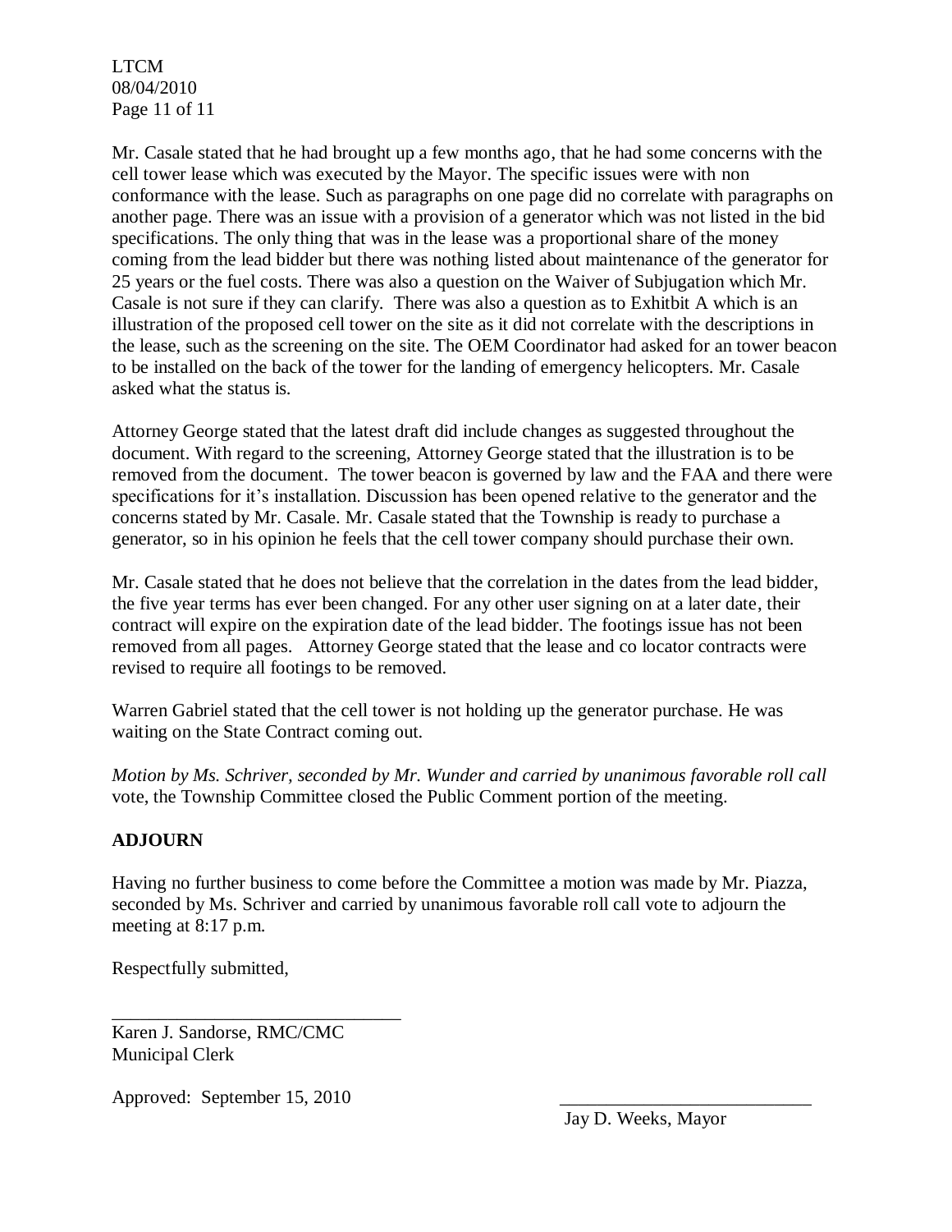Mr. Casale stated that he had brought up a few months ago, that he had some concerns with the cell tower lease which was executed by the Mayor. The specific issues were with non conformance with the lease. Such as paragraphs on one page did no correlate with paragraphs on another page. There was an issue with a provision of a generator which was not listed in the bid specifications. The only thing that was in the lease was a proportional share of the money coming from the lead bidder but there was nothing listed about maintenance of the generator for 25 years or the fuel costs. There was also a question on the Waiver of Subjugation which Mr. Casale is not sure if they can clarify. There was also a question as to Exhitbit A which is an illustration of the proposed cell tower on the site as it did not correlate with the descriptions in the lease, such as the screening on the site. The OEM Coordinator had asked for an tower beacon to be installed on the back of the tower for the landing of emergency helicopters. Mr. Casale asked what the status is.

Attorney George stated that the latest draft did include changes as suggested throughout the document. With regard to the screening, Attorney George stated that the illustration is to be removed from the document. The tower beacon is governed by law and the FAA and there were specifications for it's installation. Discussion has been opened relative to the generator and the concerns stated by Mr. Casale. Mr. Casale stated that the Township is ready to purchase a generator, so in his opinion he feels that the cell tower company should purchase their own.

Mr. Casale stated that he does not believe that the correlation in the dates from the lead bidder, the five year terms has ever been changed. For any other user signing on at a later date, their contract will expire on the expiration date of the lead bidder. The footings issue has not been removed from all pages. Attorney George stated that the lease and co locator contracts were revised to require all footings to be removed.

Warren Gabriel stated that the cell tower is not holding up the generator purchase. He was waiting on the State Contract coming out.

*Motion by Ms. Schriver, seconded by Mr. Wunder and carried by unanimous favorable roll call* vote, the Township Committee closed the Public Comment portion of the meeting.

**ADJOURN**

Having no further business to come before the Committee a motion was made by Mr. Piazza, seconded by Ms. Schriver and carried by unanimous favorable roll call vote to adjourn the meeting at 8:17 p.m.

Respectfully submitted,

_______________________________
Karen J. Sandorse, RMC/CMC
Municipal Clerk

Approved: September 15, 2010

_______________________________
Jay D. Weeks, Mayor